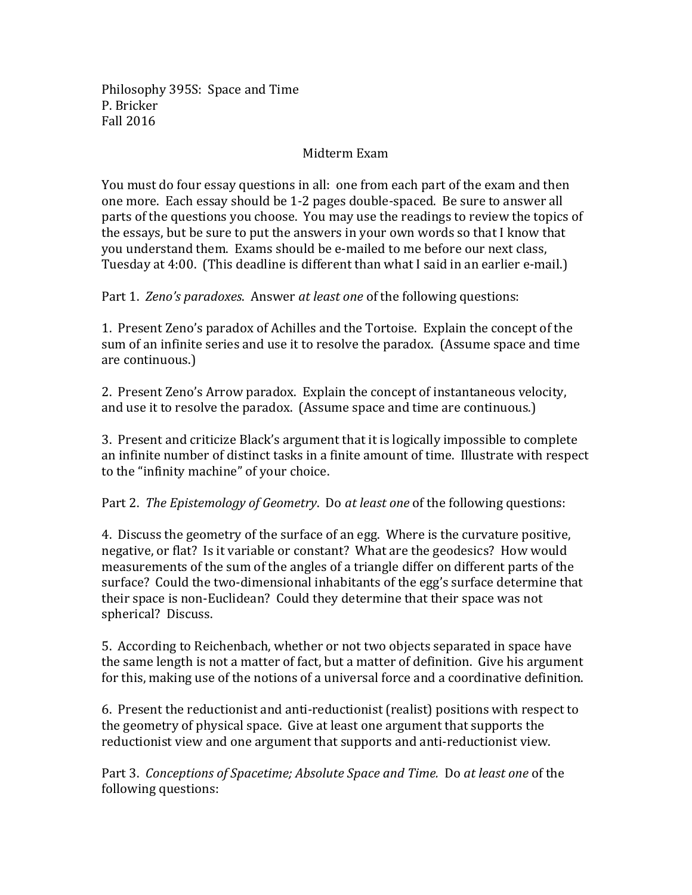Philosophy 395S: Space and Time
P. Bricker
Fall 2016

# Midterm Exam

You must do four essay questions in all: one from each part of the exam and then one more. Each essay should be 1-2 pages double-spaced. Be sure to answer all parts of the questions you choose. You may use the readings to review the topics of the essays, but be sure to put the answers in your own words so that I know that you understand them. Exams should be e-mailed to me before our next class, Tuesday at 4:00. (This deadline is different than what I said in an earlier e-mail.)

Part 1. *Zeno's paradoxes*. Answer *at least one* of the following questions:

1. Present Zeno's paradox of Achilles and the Tortoise. Explain the concept of the sum of an infinite series and use it to resolve the paradox. (Assume space and time are continuous.)

2. Present Zeno's Arrow paradox. Explain the concept of instantaneous velocity, and use it to resolve the paradox. (Assume space and time are continuous.)

3. Present and criticize Black's argument that it is logically impossible to complete an infinite number of distinct tasks in a finite amount of time. Illustrate with respect to the "infinity machine" of your choice.

Part 2. *The Epistemology of Geometry*. Do *at least one* of the following questions:

4. Discuss the geometry of the surface of an egg. Where is the curvature positive, negative, or flat? Is it variable or constant? What are the geodesics? How would measurements of the sum of the angles of a triangle differ on different parts of the surface? Could the two-dimensional inhabitants of the egg's surface determine that their space is non-Euclidean? Could they determine that their space was not spherical? Discuss.

5. According to Reichenbach, whether or not two objects separated in space have the same length is not a matter of fact, but a matter of definition. Give his argument for this, making use of the notions of a universal force and a coordinative definition.

6. Present the reductionist and anti-reductionist (realist) positions with respect to the geometry of physical space. Give at least one argument that supports the reductionist view and one argument that supports and anti-reductionist view.

Part 3. *Conceptions of Spacetime; Absolute Space and Time.* Do *at least one* of the following questions: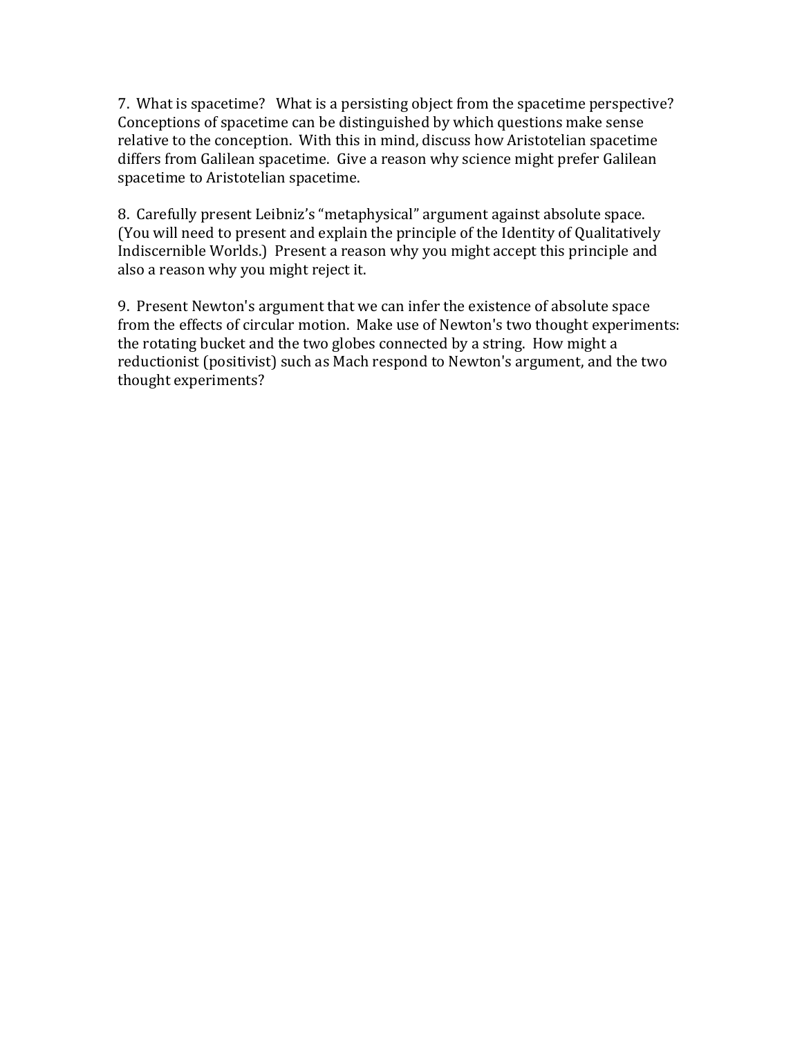7. What is spacetime? What is a persisting object from the spacetime perspective? Conceptions of spacetime can be distinguished by which questions make sense relative to the conception. With this in mind, discuss how Aristotelian spacetime differs from Galilean spacetime. Give a reason why science might prefer Galilean spacetime to Aristotelian spacetime.

8. Carefully present Leibniz's "metaphysical" argument against absolute space. (You will need to present and explain the principle of the Identity of Qualitatively Indiscernible Worlds.) Present a reason why you might accept this principle and also a reason why you might reject it.

9. Present Newton's argument that we can infer the existence of absolute space from the effects of circular motion. Make use of Newton's two thought experiments: the rotating bucket and the two globes connected by a string. How might a reductionist (positivist) such as Mach respond to Newton's argument, and the two thought experiments?